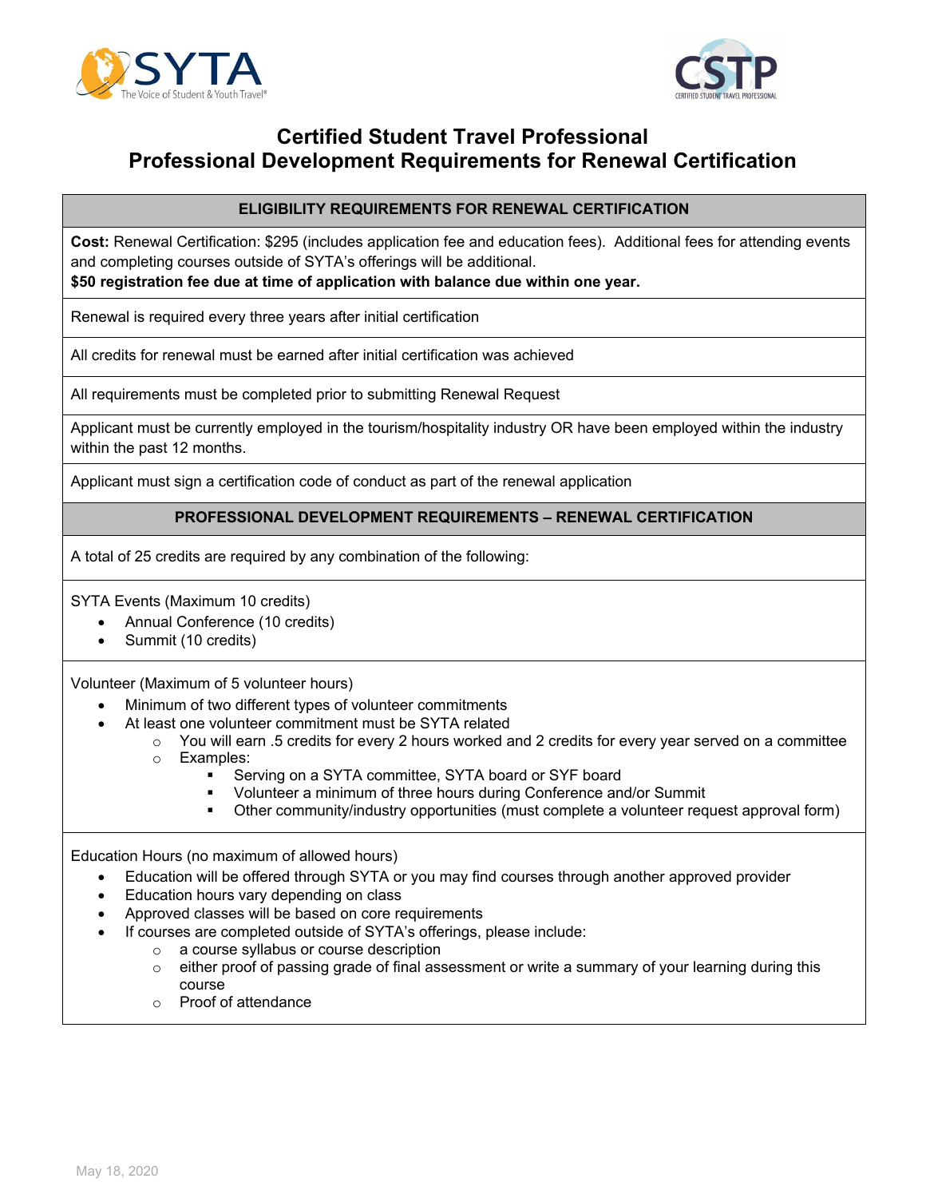# Certified Student Travel Professional
# Professional Development Requirements for Renewal Certification

## ELIGIBILITY REQUIREMENTS FOR RENEWAL CERTIFICATION

**Cost:** Renewal Certification: $295 (includes application fee and education fees). Additional fees for attending events and completing courses outside of SYTA's offerings will be additional.
**$50 registration fee due at time of application with balance due within one year.**

Renewal is required every three years after initial certification

All credits for renewal must be earned after initial certification was achieved

All requirements must be completed prior to submitting Renewal Request

Applicant must be currently employed in the tourism/hospitality industry OR have been employed within the industry within the past 12 months.

Applicant must sign a certification code of conduct as part of the renewal application

## PROFESSIONAL DEVELOPMENT REQUIREMENTS – RENEWAL CERTIFICATION

A total of 25 credits are required by any combination of the following:

SYTA Events (Maximum 10 credits)

- Annual Conference (10 credits)
- Summit (10 credits)

Volunteer (Maximum of 5 volunteer hours)

- Minimum of two different types of volunteer commitments
- At least one volunteer commitment must be SYTA related
  - You will earn .5 credits for every 2 hours worked and 2 credits for every year served on a committee
  - Examples:
    - Serving on a SYTA committee, SYTA board or SYF board
    - Volunteer a minimum of three hours during Conference and/or Summit
    - Other community/industry opportunities (must complete a volunteer request approval form)

Education Hours (no maximum of allowed hours)

- Education will be offered through SYTA or you may find courses through another approved provider
- Education hours vary depending on class
- Approved classes will be based on core requirements
- If courses are completed outside of SYTA's offerings, please include:
  - a course syllabus or course description
  - either proof of passing grade of final assessment or write a summary of your learning during this course
  - Proof of attendance

May 18, 2020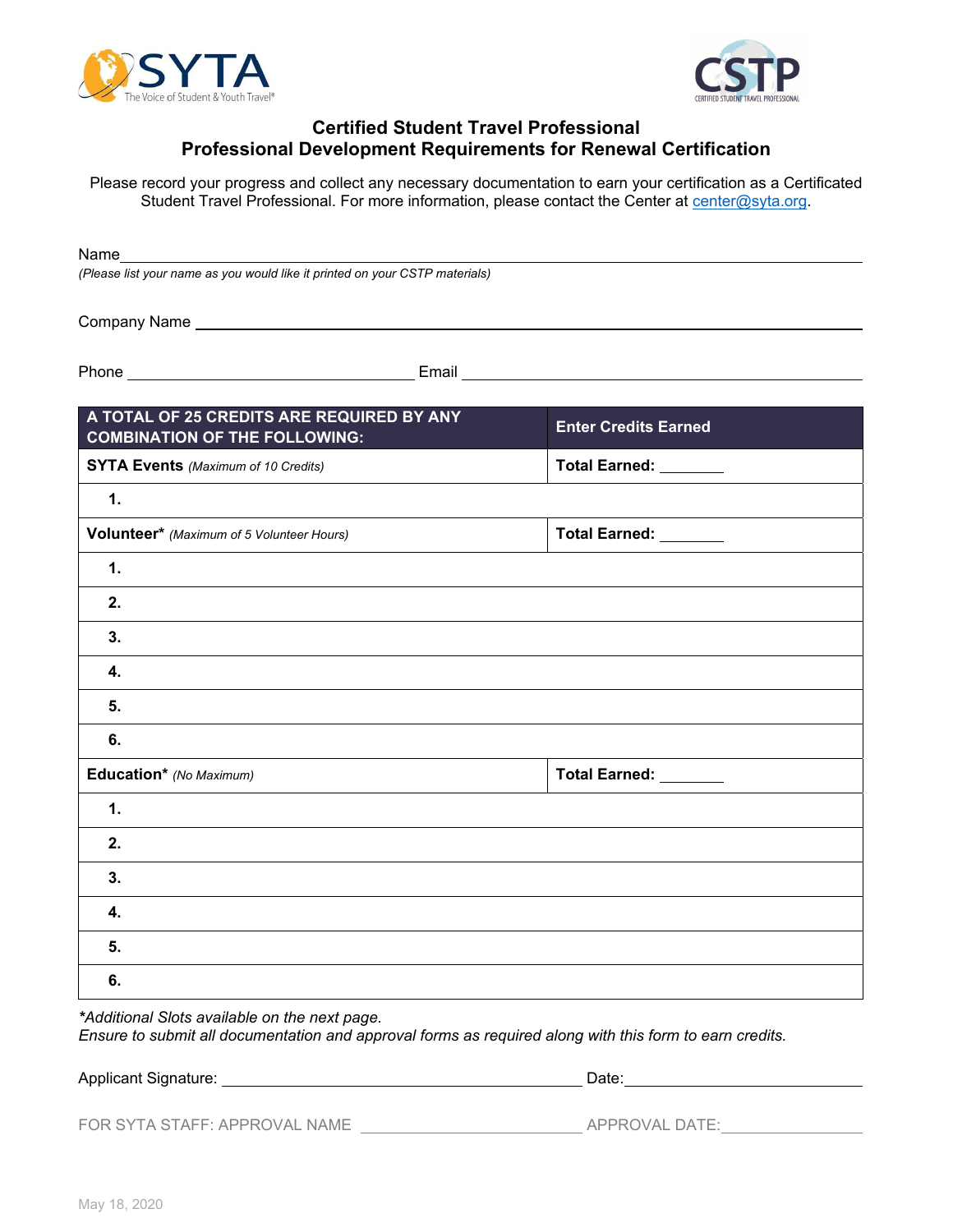## Certified Student Travel Professional
## Professional Development Requirements for Renewal Certification

Please record your progress and collect any necessary documentation to earn your certification as a Certificated Student Travel Professional. For more information, please contact the Center at center@syta.org.

Name \_\_\_\_\_\_\_\_\_\_\_\_\_\_\_\_\_\_\_\_\_\_\_\_\_\_\_\_\_\_\_\_\_\_\_\_\_\_\_\_\_\_\_\_\_\_\_\_\_\_\_\_

*(Please list your name as you would like it printed on your CSTP materials)*

Company Name \_\_\_\_\_\_\_\_\_\_\_\_\_\_\_\_\_\_\_\_\_\_\_\_\_\_\_\_\_\_\_\_\_\_\_\_\_\_\_\_\_\_\_\_\_\_\_\_

Phone \_\_\_\_\_\_\_\_\_\_\_\_\_\_\_\_\_\_\_\_\_\_\_\_ Email \_\_\_\_\_\_\_\_\_\_\_\_\_\_\_\_\_\_\_\_\_\_\_\_\_\_\_\_\_\_\_\_

| A TOTAL OF 25 CREDITS ARE REQUIRED BY ANY COMBINATION OF THE FOLLOWING: | Enter Credits Earned |
|---|---|
| **SYTA Events** *(Maximum of 10 Credits)* | **Total Earned:** \_\_\_\_\_\_\_ |
| **1.** | |
| **Volunteer\*** *(Maximum of 5 Volunteer Hours)* | **Total Earned:** \_\_\_\_\_\_\_ |
| **1.** | |
| **2.** | |
| **3.** | |
| **4.** | |
| **5.** | |
| **6.** | |
| **Education\*** *(No Maximum)* | **Total Earned:** \_\_\_\_\_\_\_ |
| **1.** | |
| **2.** | |
| **3.** | |
| **4.** | |
| **5.** | |
| **6.** | |

*\*Additional Slots available on the next page.*
*Ensure to submit all documentation and approval forms as required along with this form to earn credits.*

Applicant Signature: \_\_\_\_\_\_\_\_\_\_\_\_\_\_\_\_\_\_\_\_\_\_\_\_\_\_\_\_\_\_\_\_ Date: \_\_\_\_\_\_\_\_\_\_\_\_\_\_\_\_\_\_\_\_

FOR SYTA STAFF: APPROVAL NAME \_\_\_\_\_\_\_\_\_\_\_\_\_\_\_\_\_\_\_\_\_\_ APPROVAL DATE: \_\_\_\_\_\_\_\_\_\_\_\_\_\_

May 18, 2020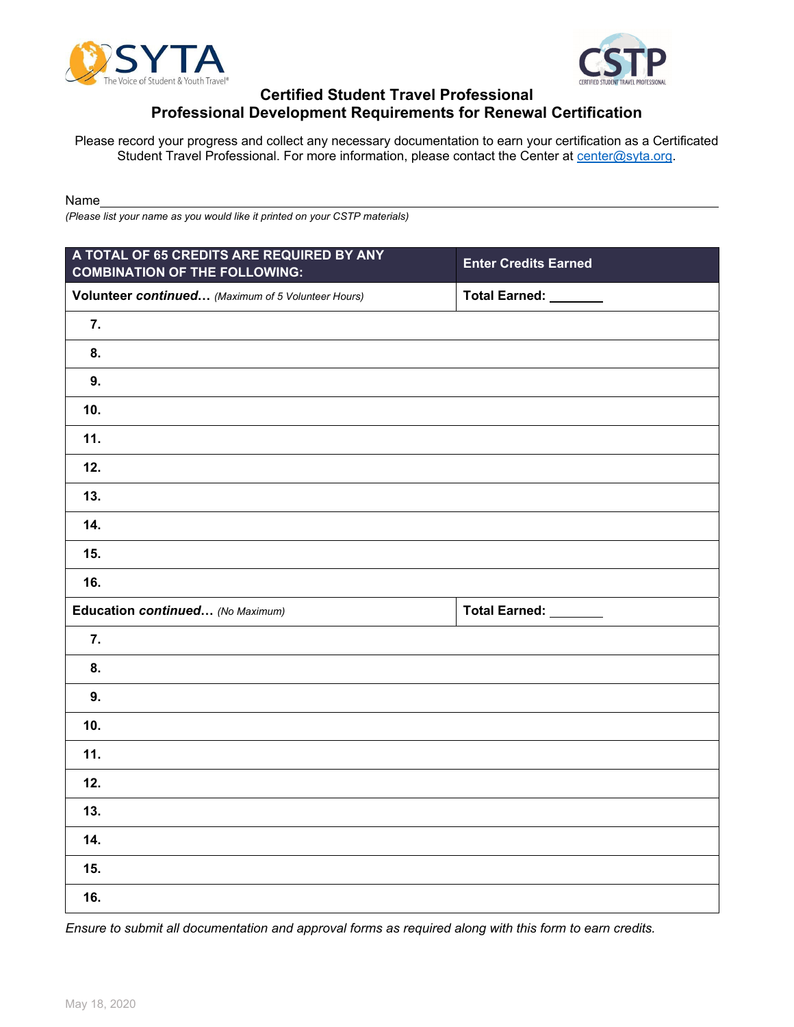## Certified Student Travel Professional
## Professional Development Requirements for Renewal Certification

Please record your progress and collect any necessary documentation to earn your certification as a Certificated Student Travel Professional. For more information, please contact the Center at center@syta.org.

Name\_\_\_\_\_\_\_\_\_\_\_\_\_\_\_\_\_\_\_\_\_\_\_\_\_\_\_\_\_\_\_\_\_\_\_\_\_\_\_\_
*(Please list your name as you would like it printed on your CSTP materials)*

| A TOTAL OF 65 CREDITS ARE REQUIRED BY ANY COMBINATION OF THE FOLLOWING: | Enter Credits Earned |
|---|---|
| **Volunteer *continued…*** *(Maximum of 5 Volunteer Hours)* | **Total Earned:** \_\_\_\_\_\_ |
| **7.** | |
| **8.** | |
| **9.** | |
| **10.** | |
| **11.** | |
| **12.** | |
| **13.** | |
| **14.** | |
| **15.** | |
| **16.** | |
| **Education *continued…*** *(No Maximum)* | **Total Earned:** \_\_\_\_\_\_ |
| **7.** | |
| **8.** | |
| **9.** | |
| **10.** | |
| **11.** | |
| **12.** | |
| **13.** | |
| **14.** | |
| **15.** | |
| **16.** | |

*Ensure to submit all documentation and approval forms as required along with this form to earn credits.*

May 18, 2020